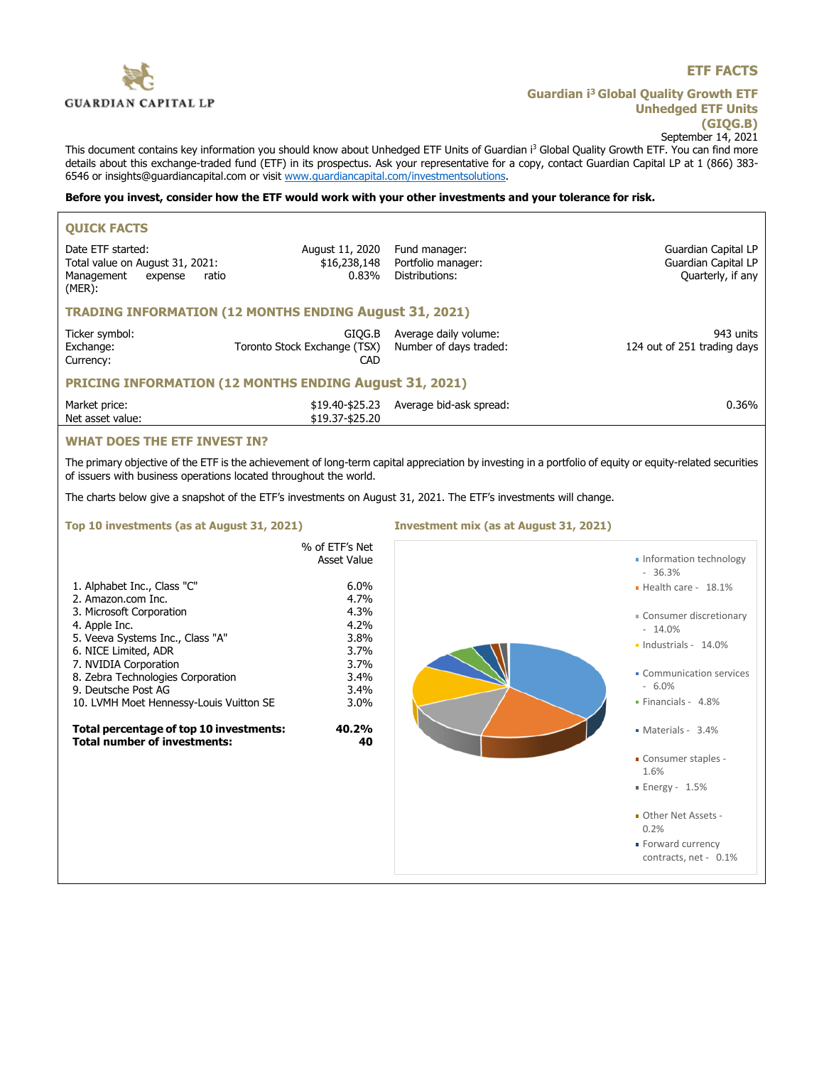GUARDIAN CAPITAL LP

# ETF FACTS

## Guardian i³ Global Quality Growth ETF
## Unhedged ETF Units
## (GIQG.B)

September 14, 2021

This document contains key information you should know about Unhedged ETF Units of Guardian i³ Global Quality Growth ETF. You can find more details about this exchange-traded fund (ETF) in its prospectus. Ask your representative for a copy, contact Guardian Capital LP at 1 (866) 383-6546 or insights@guardiancapital.com or visit www.guardiancapital.com/investmentsolutions.

**Before you invest, consider how the ETF would work with your other investments and your tolerance for risk.**

### QUICK FACTS

| | | | |
|---|---|---|---|
| Date ETF started: | August 11, 2020 | Fund manager: | Guardian Capital LP |
| Total value on August 31, 2021: | $16,238,148 | Portfolio manager: | Guardian Capital LP |
| Management expense ratio (MER): | 0.83% | Distributions: | Quarterly, if any |

### TRADING INFORMATION (12 MONTHS ENDING August 31, 2021)

| | | | |
|---|---|---|---|
| Ticker symbol: | GIQG.B | Average daily volume: | 943 units |
| Exchange: | Toronto Stock Exchange (TSX) | Number of days traded: | 124 out of 251 trading days |
| Currency: | CAD | | |

### PRICING INFORMATION (12 MONTHS ENDING August 31, 2021)

| | | | |
|---|---|---|---|
| Market price: | $19.40-$25.23 | Average bid-ask spread: | 0.36% |
| Net asset value: | $19.37-$25.20 | | |

### WHAT DOES THE ETF INVEST IN?

The primary objective of the ETF is the achievement of long-term capital appreciation by investing in a portfolio of equity or equity-related securities of issuers with business operations located throughout the world.

The charts below give a snapshot of the ETF's investments on August 31, 2021. The ETF's investments will change.

#### Top 10 investments (as at August 31, 2021)

| | % of ETF's Net Asset Value |
|---|---|
| 1. Alphabet Inc., Class "C" | 6.0% |
| 2. Amazon.com Inc. | 4.7% |
| 3. Microsoft Corporation | 4.3% |
| 4. Apple Inc. | 4.2% |
| 5. Veeva Systems Inc., Class "A" | 3.8% |
| 6. NICE Limited, ADR | 3.7% |
| 7. NVIDIA Corporation | 3.7% |
| 8. Zebra Technologies Corporation | 3.4% |
| 9. Deutsche Post AG | 3.4% |
| 10. LVMH Moet Hennessy-Louis Vuitton SE | 3.0% |
| **Total percentage of top 10 investments:** | **40.2%** |
| **Total number of investments:** | **40** |

#### Investment mix (as at August 31, 2021)

- Information technology - 36.3%
- Health care - 18.1%
- Consumer discretionary - 14.0%
- Industrials - 14.0%
- Communication services - 6.0%
- Financials - 4.8%
- Materials - 3.4%
- Consumer staples - 1.6%
- Energy - 1.5%
- Other Net Assets - 0.2%
- Forward currency contracts, net - 0.1%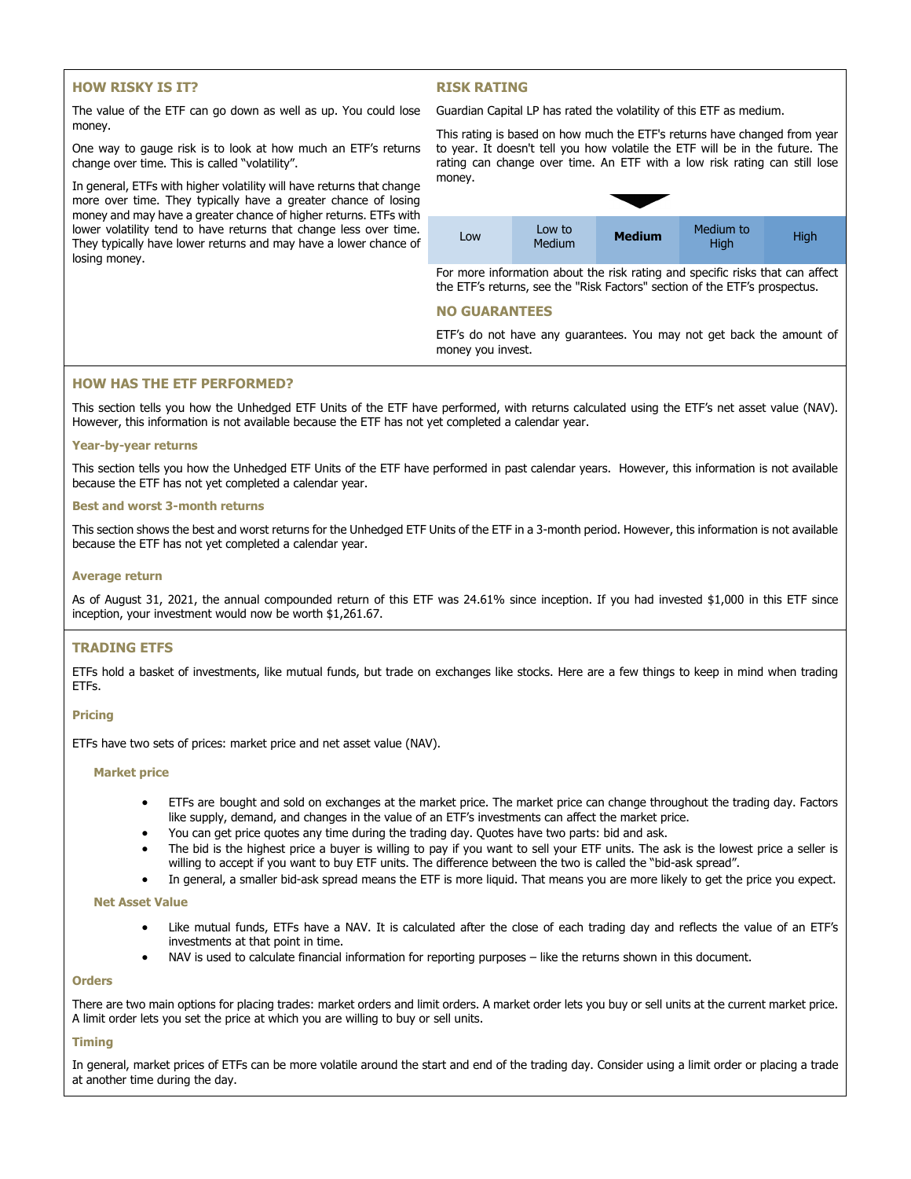## HOW RISKY IS IT?

The value of the ETF can go down as well as up. You could lose money.

One way to gauge risk is to look at how much an ETF's returns change over time. This is called "volatility".

In general, ETFs with higher volatility will have returns that change more over time. They typically have a greater chance of losing money and may have a greater chance of higher returns. ETFs with lower volatility tend to have returns that change less over time. They typically have lower returns and may have a lower chance of losing money.

## RISK RATING

Guardian Capital LP has rated the volatility of this ETF as medium.

This rating is based on how much the ETF's returns have changed from year to year. It doesn't tell you how volatile the ETF will be in the future. The rating can change over time. An ETF with a low risk rating can still lose money.

| Low | Low to Medium | **Medium** | Medium to High | High |
|---|---|---|---|---|

For more information about the risk rating and specific risks that can affect the ETF's returns, see the "Risk Factors" section of the ETF's prospectus.

## NO GUARANTEES

ETF's do not have any guarantees. You may not get back the amount of money you invest.

## HOW HAS THE ETF PERFORMED?

This section tells you how the Unhedged ETF Units of the ETF have performed, with returns calculated using the ETF's net asset value (NAV). However, this information is not available because the ETF has not yet completed a calendar year.

### Year-by-year returns

This section tells you how the Unhedged ETF Units of the ETF have performed in past calendar years. However, this information is not available because the ETF has not yet completed a calendar year.

### Best and worst 3-month returns

This section shows the best and worst returns for the Unhedged ETF Units of the ETF in a 3-month period. However, this information is not available because the ETF has not yet completed a calendar year.

### Average return

As of August 31, 2021, the annual compounded return of this ETF was 24.61% since inception. If you had invested $1,000 in this ETF since inception, your investment would now be worth $1,261.67.

## TRADING ETFS

ETFs hold a basket of investments, like mutual funds, but trade on exchanges like stocks. Here are a few things to keep in mind when trading ETFs.

### Pricing

ETFs have two sets of prices: market price and net asset value (NAV).

#### Market price

- ETFs are bought and sold on exchanges at the market price. The market price can change throughout the trading day. Factors like supply, demand, and changes in the value of an ETF's investments can affect the market price.
- You can get price quotes any time during the trading day. Quotes have two parts: bid and ask.
- The bid is the highest price a buyer is willing to pay if you want to sell your ETF units. The ask is the lowest price a seller is willing to accept if you want to buy ETF units. The difference between the two is called the "bid-ask spread".
- In general, a smaller bid-ask spread means the ETF is more liquid. That means you are more likely to get the price you expect.

#### Net Asset Value

- Like mutual funds, ETFs have a NAV. It is calculated after the close of each trading day and reflects the value of an ETF's investments at that point in time.
- NAV is used to calculate financial information for reporting purposes – like the returns shown in this document.

### Orders

There are two main options for placing trades: market orders and limit orders. A market order lets you buy or sell units at the current market price. A limit order lets you set the price at which you are willing to buy or sell units.

### Timing

In general, market prices of ETFs can be more volatile around the start and end of the trading day. Consider using a limit order or placing a trade at another time during the day.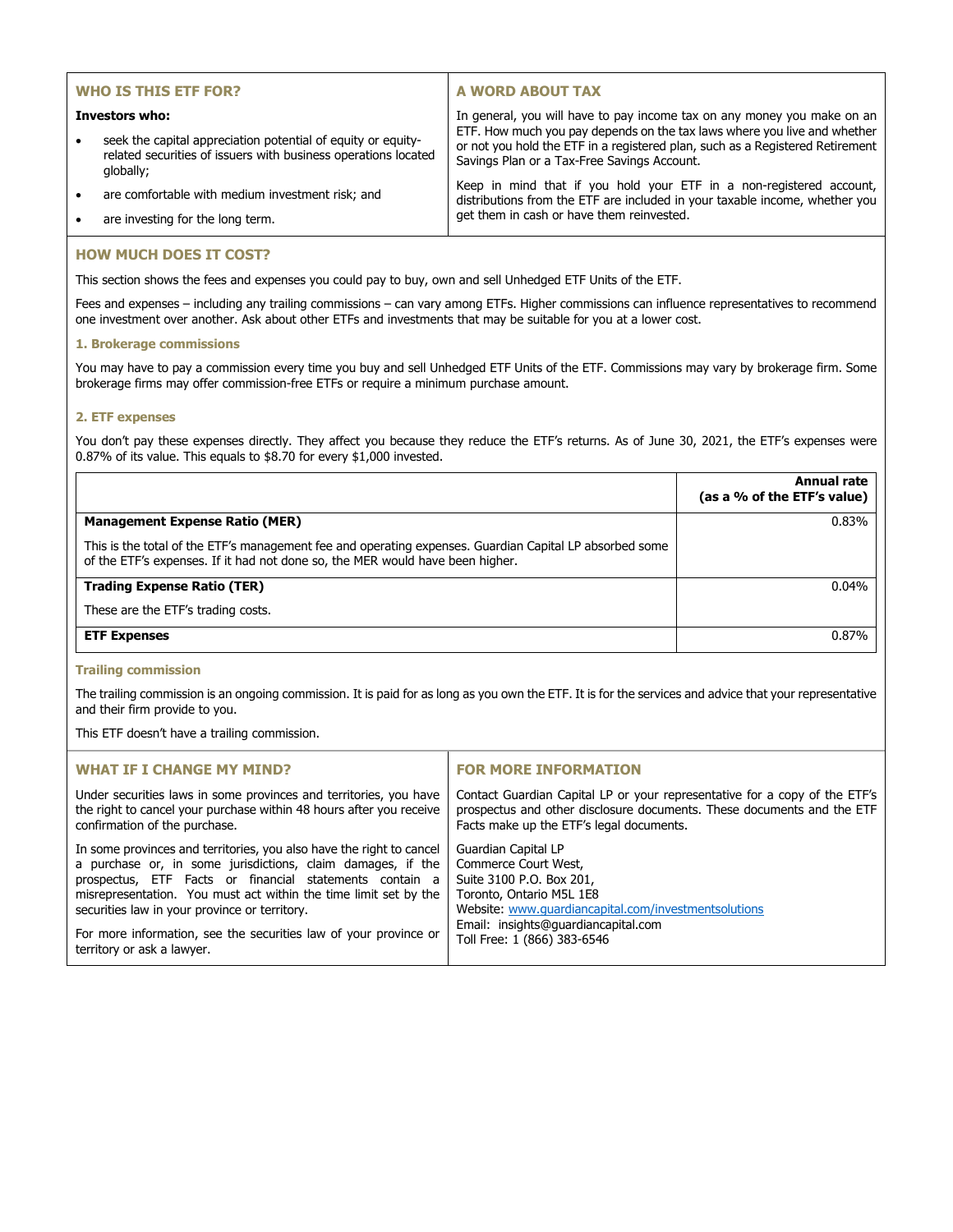## WHO IS THIS ETF FOR?

**Investors who:**

- seek the capital appreciation potential of equity or equity-related securities of issuers with business operations located globally;
- are comfortable with medium investment risk; and
- are investing for the long term.

## A WORD ABOUT TAX

In general, you will have to pay income tax on any money you make on an ETF. How much you pay depends on the tax laws where you live and whether or not you hold the ETF in a registered plan, such as a Registered Retirement Savings Plan or a Tax-Free Savings Account.

Keep in mind that if you hold your ETF in a non-registered account, distributions from the ETF are included in your taxable income, whether you get them in cash or have them reinvested.

## HOW MUCH DOES IT COST?

This section shows the fees and expenses you could pay to buy, own and sell Unhedged ETF Units of the ETF.

Fees and expenses – including any trailing commissions – can vary among ETFs. Higher commissions can influence representatives to recommend one investment over another. Ask about other ETFs and investments that may be suitable for you at a lower cost.

### 1. Brokerage commissions

You may have to pay a commission every time you buy and sell Unhedged ETF Units of the ETF. Commissions may vary by brokerage firm. Some brokerage firms may offer commission-free ETFs or require a minimum purchase amount.

### 2. ETF expenses

You don't pay these expenses directly. They affect you because they reduce the ETF's returns. As of June 30, 2021, the ETF's expenses were 0.87% of its value. This equals to $8.70 for every $1,000 invested.

| | **Annual rate (as a % of the ETF's value)** |
|---|---|
| **Management Expense Ratio (MER)**<br><br>This is the total of the ETF's management fee and operating expenses. Guardian Capital LP absorbed some of the ETF's expenses. If it had not done so, the MER would have been higher. | 0.83% |
| **Trading Expense Ratio (TER)**<br><br>These are the ETF's trading costs. | 0.04% |
| **ETF Expenses** | 0.87% |

### Trailing commission

The trailing commission is an ongoing commission. It is paid for as long as you own the ETF. It is for the services and advice that your representative and their firm provide to you.

This ETF doesn't have a trailing commission.

## WHAT IF I CHANGE MY MIND?

Under securities laws in some provinces and territories, you have the right to cancel your purchase within 48 hours after you receive confirmation of the purchase.

In some provinces and territories, you also have the right to cancel a purchase or, in some jurisdictions, claim damages, if the prospectus, ETF Facts or financial statements contain a misrepresentation. You must act within the time limit set by the securities law in your province or territory.

For more information, see the securities law of your province or territory or ask a lawyer.

## FOR MORE INFORMATION

Contact Guardian Capital LP or your representative for a copy of the ETF's prospectus and other disclosure documents. These documents and the ETF Facts make up the ETF's legal documents.

Guardian Capital LP
Commerce Court West,
Suite 3100 P.O. Box 201,
Toronto, Ontario M5L 1E8
Website: www.guardiancapital.com/investmentsolutions
Email: insights@guardiancapital.com
Toll Free: 1 (866) 383-6546